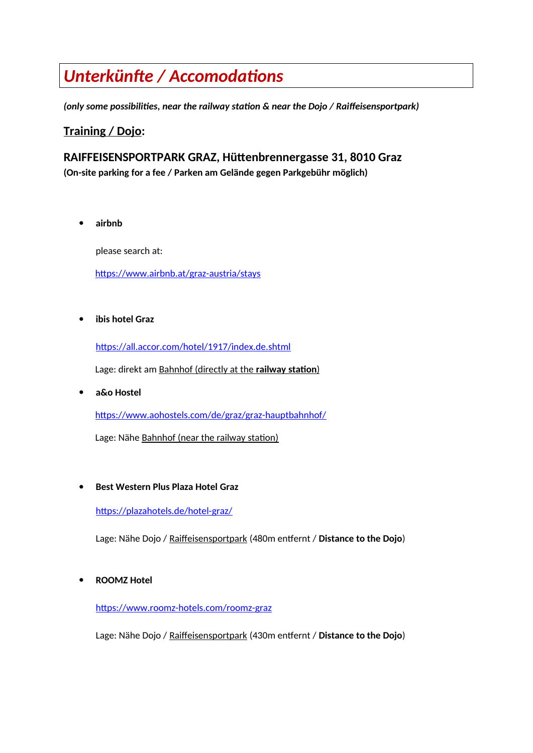# *Unterkünfte / Accomodations*

***(only some possibilities, near the railway station & near the Dojo / Raiffeisensportpark)***

## Training / Dojo:

### RAIFFEISENSPORTPARK GRAZ, Hüttenbrennergasse 31, 8010 Graz

**(On-site parking for a fee / Parken am Gelände gegen Parkgebühr möglich)**

- **airbnb**

  please search at:

  https://www.airbnb.at/graz-austria/stays

- **ibis hotel Graz**

  https://all.accor.com/hotel/1917/index.de.shtml

  Lage: direkt am Bahnhof (directly at the **railway station**)

- **a&o Hostel**

  https://www.aohostels.com/de/graz/graz-hauptbahnhof/

  Lage: Nähe Bahnhof (near the railway station)

- **Best Western Plus Plaza Hotel Graz**

  https://plazahotels.de/hotel-graz/

  Lage: Nähe Dojo / Raiffeisensportpark (480m entfernt / **Distance to the Dojo**)

- **ROOMZ Hotel**

  https://www.roomz-hotels.com/roomz-graz

  Lage: Nähe Dojo / Raiffeisensportpark (430m entfernt / **Distance to the Dojo**)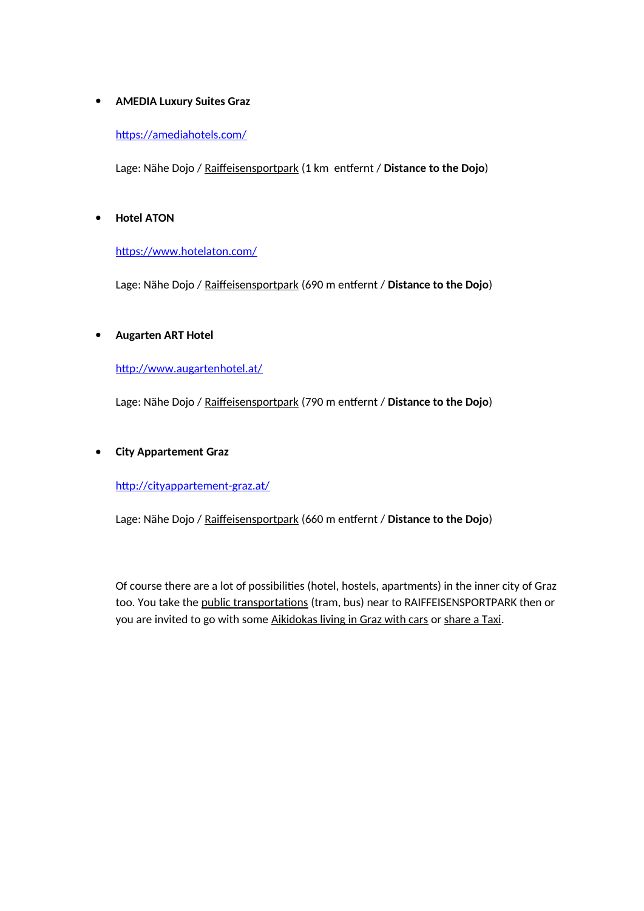- **AMEDIA Luxury Suites Graz**

  https://amediahotels.com/

  Lage: Nähe Dojo / Raiffeisensportpark (1 km entfernt / **Distance to the Dojo**)

- **Hotel ATON**

  https://www.hotelaton.com/

  Lage: Nähe Dojo / Raiffeisensportpark (690 m entfernt / **Distance to the Dojo**)

- **Augarten ART Hotel**

  http://www.augartenhotel.at/

  Lage: Nähe Dojo / Raiffeisensportpark (790 m entfernt / **Distance to the Dojo**)

- **City Appartement Graz**

  http://cityappartement-graz.at/

  Lage: Nähe Dojo / Raiffeisensportpark (660 m entfernt / **Distance to the Dojo**)

Of course there are a lot of possibilities (hotel, hostels, apartments) in the inner city of Graz too. You take the public transportations (tram, bus) near to RAIFFEISENSPORTPARK then or you are invited to go with some Aikidokas living in Graz with cars or share a Taxi.